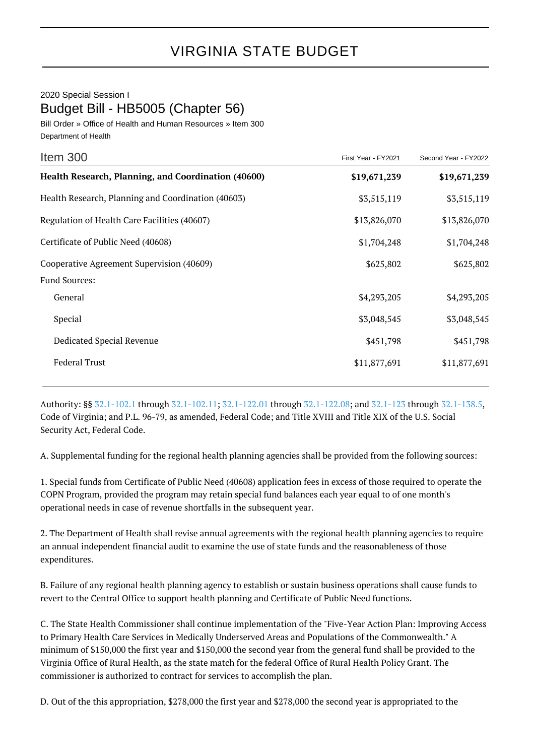# VIRGINIA STATE BUDGET

2020 Special Session I

## Budget Bill - HB5005 (Chapter 56)

Bill Order » Office of Health and Human Resources » Item 300

Department of Health

| Item 300 | First Year - FY2021 | Second Year - FY2022 |
|---|---|---|
| **Health Research, Planning, and Coordination (40600)** | **$19,671,239** | **$19,671,239** |
| Health Research, Planning and Coordination (40603) | $3,515,119 | $3,515,119 |
| Regulation of Health Care Facilities (40607) | $13,826,070 | $13,826,070 |
| Certificate of Public Need (40608) | $1,704,248 | $1,704,248 |
| Cooperative Agreement Supervision (40609) | $625,802 | $625,802 |
| Fund Sources: | | |
| General | $4,293,205 | $4,293,205 |
| Special | $3,048,545 | $3,048,545 |
| Dedicated Special Revenue | $451,798 | $451,798 |
| Federal Trust | $11,877,691 | $11,877,691 |

Authority: §§ 32.1-102.1 through 32.1-102.11; 32.1-122.01 through 32.1-122.08; and 32.1-123 through 32.1-138.5, Code of Virginia; and P.L. 96-79, as amended, Federal Code; and Title XVIII and Title XIX of the U.S. Social Security Act, Federal Code.

A. Supplemental funding for the regional health planning agencies shall be provided from the following sources:

1. Special funds from Certificate of Public Need (40608) application fees in excess of those required to operate the COPN Program, provided the program may retain special fund balances each year equal to of one month's operational needs in case of revenue shortfalls in the subsequent year.

2. The Department of Health shall revise annual agreements with the regional health planning agencies to require an annual independent financial audit to examine the use of state funds and the reasonableness of those expenditures.

B. Failure of any regional health planning agency to establish or sustain business operations shall cause funds to revert to the Central Office to support health planning and Certificate of Public Need functions.

C. The State Health Commissioner shall continue implementation of the "Five-Year Action Plan: Improving Access to Primary Health Care Services in Medically Underserved Areas and Populations of the Commonwealth." A minimum of $150,000 the first year and $150,000 the second year from the general fund shall be provided to the Virginia Office of Rural Health, as the state match for the federal Office of Rural Health Policy Grant. The commissioner is authorized to contract for services to accomplish the plan.

D. Out of the this appropriation, $278,000 the first year and $278,000 the second year is appropriated to the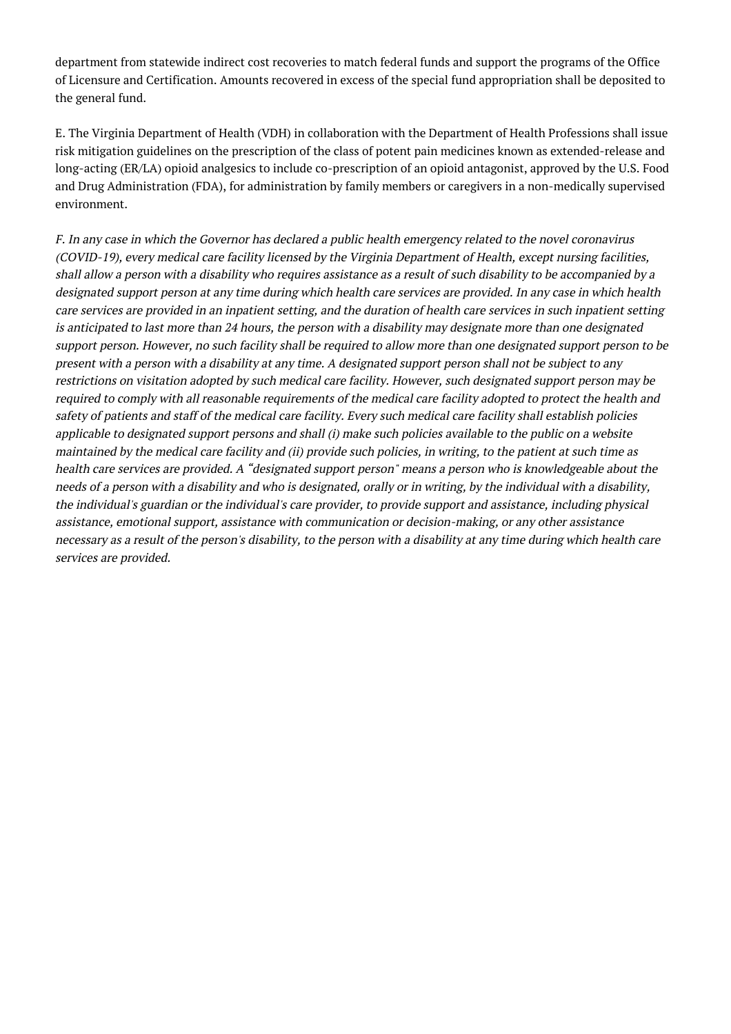department from statewide indirect cost recoveries to match federal funds and support the programs of the Office of Licensure and Certification. Amounts recovered in excess of the special fund appropriation shall be deposited to the general fund.

E. The Virginia Department of Health (VDH) in collaboration with the Department of Health Professions shall issue risk mitigation guidelines on the prescription of the class of potent pain medicines known as extended-release and long-acting (ER/LA) opioid analgesics to include co-prescription of an opioid antagonist, approved by the U.S. Food and Drug Administration (FDA), for administration by family members or caregivers in a non-medically supervised environment.

*F. In any case in which the Governor has declared a public health emergency related to the novel coronavirus (COVID-19), every medical care facility licensed by the Virginia Department of Health, except nursing facilities, shall allow a person with a disability who requires assistance as a result of such disability to be accompanied by a designated support person at any time during which health care services are provided. In any case in which health care services are provided in an inpatient setting, and the duration of health care services in such inpatient setting is anticipated to last more than 24 hours, the person with a disability may designate more than one designated support person. However, no such facility shall be required to allow more than one designated support person to be present with a person with a disability at any time. A designated support person shall not be subject to any restrictions on visitation adopted by such medical care facility. However, such designated support person may be required to comply with all reasonable requirements of the medical care facility adopted to protect the health and safety of patients and staff of the medical care facility. Every such medical care facility shall establish policies applicable to designated support persons and shall (i) make such policies available to the public on a website maintained by the medical care facility and (ii) provide such policies, in writing, to the patient at such time as health care services are provided. A "designated support person" means a person who is knowledgeable about the needs of a person with a disability and who is designated, orally or in writing, by the individual with a disability, the individual's guardian or the individual's care provider, to provide support and assistance, including physical assistance, emotional support, assistance with communication or decision-making, or any other assistance necessary as a result of the person's disability, to the person with a disability at any time during which health care services are provided.*